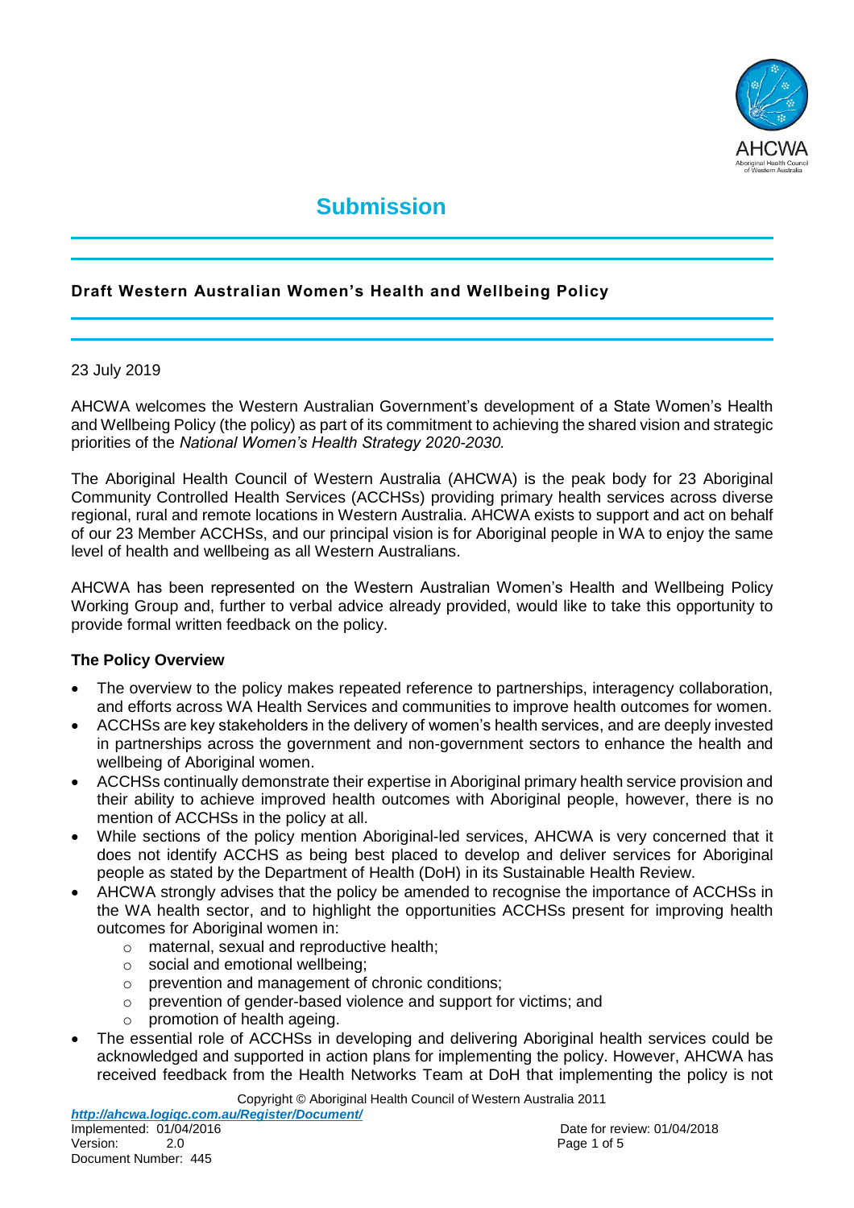# Submission

## Draft Western Australian Women's Health and Wellbeing Policy

23 July 2019

AHCWA welcomes the Western Australian Government's development of a State Women's Health and Wellbeing Policy (the policy) as part of its commitment to achieving the shared vision and strategic priorities of the *National Women's Health Strategy 2020-2030.*

The Aboriginal Health Council of Western Australia (AHCWA) is the peak body for 23 Aboriginal Community Controlled Health Services (ACCHSs) providing primary health services across diverse regional, rural and remote locations in Western Australia. AHCWA exists to support and act on behalf of our 23 Member ACCHSs, and our principal vision is for Aboriginal people in WA to enjoy the same level of health and wellbeing as all Western Australians.

AHCWA has been represented on the Western Australian Women's Health and Wellbeing Policy Working Group and, further to verbal advice already provided, would like to take this opportunity to provide formal written feedback on the policy.

### The Policy Overview

- The overview to the policy makes repeated reference to partnerships, interagency collaboration, and efforts across WA Health Services and communities to improve health outcomes for women.
- ACCHSs are key stakeholders in the delivery of women's health services, and are deeply invested in partnerships across the government and non-government sectors to enhance the health and wellbeing of Aboriginal women.
- ACCHSs continually demonstrate their expertise in Aboriginal primary health service provision and their ability to achieve improved health outcomes with Aboriginal people, however, there is no mention of ACCHSs in the policy at all.
- While sections of the policy mention Aboriginal-led services, AHCWA is very concerned that it does not identify ACCHS as being best placed to develop and deliver services for Aboriginal people as stated by the Department of Health (DoH) in its Sustainable Health Review.
- AHCWA strongly advises that the policy be amended to recognise the importance of ACCHSs in the WA health sector, and to highlight the opportunities ACCHSs present for improving health outcomes for Aboriginal women in:
  - maternal, sexual and reproductive health;
  - social and emotional wellbeing;
  - prevention and management of chronic conditions;
  - prevention of gender-based violence and support for victims; and
  - promotion of health ageing.
- The essential role of ACCHSs in developing and delivering Aboriginal health services could be acknowledged and supported in action plans for implementing the policy. However, AHCWA has received feedback from the Health Networks Team at DoH that implementing the policy is not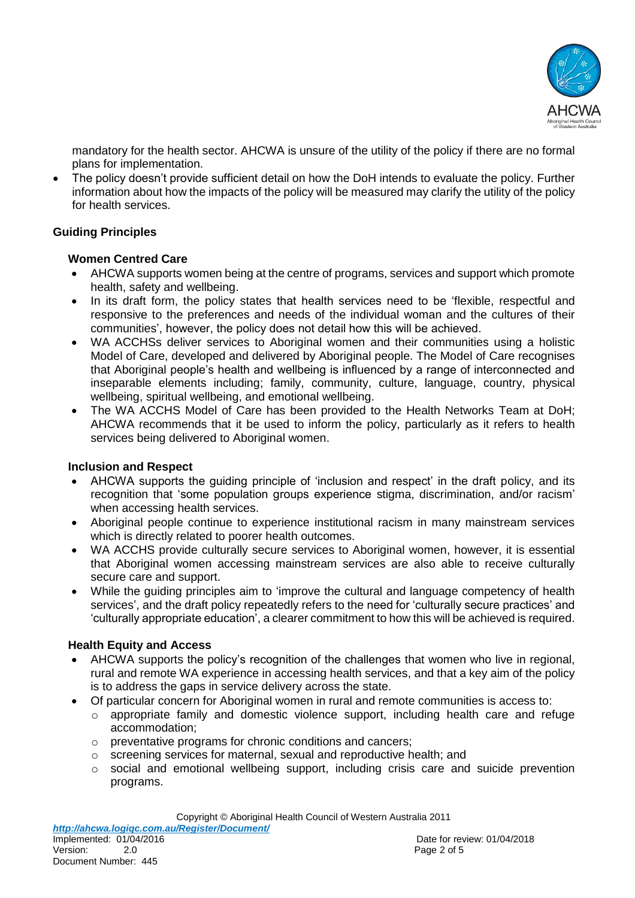mandatory for the health sector. AHCWA is unsure of the utility of the policy if there are no formal plans for implementation.

- The policy doesn't provide sufficient detail on how the DoH intends to evaluate the policy. Further information about how the impacts of the policy will be measured may clarify the utility of the policy for health services.

## Guiding Principles

### Women Centred Care

- AHCWA supports women being at the centre of programs, services and support which promote health, safety and wellbeing.
- In its draft form, the policy states that health services need to be 'flexible, respectful and responsive to the preferences and needs of the individual woman and the cultures of their communities', however, the policy does not detail how this will be achieved.
- WA ACCHSs deliver services to Aboriginal women and their communities using a holistic Model of Care, developed and delivered by Aboriginal people. The Model of Care recognises that Aboriginal people's health and wellbeing is influenced by a range of interconnected and inseparable elements including; family, community, culture, language, country, physical wellbeing, spiritual wellbeing, and emotional wellbeing.
- The WA ACCHS Model of Care has been provided to the Health Networks Team at DoH; AHCWA recommends that it be used to inform the policy, particularly as it refers to health services being delivered to Aboriginal women.

### Inclusion and Respect

- AHCWA supports the guiding principle of 'inclusion and respect' in the draft policy, and its recognition that 'some population groups experience stigma, discrimination, and/or racism' when accessing health services.
- Aboriginal people continue to experience institutional racism in many mainstream services which is directly related to poorer health outcomes.
- WA ACCHS provide culturally secure services to Aboriginal women, however, it is essential that Aboriginal women accessing mainstream services are also able to receive culturally secure care and support.
- While the guiding principles aim to 'improve the cultural and language competency of health services', and the draft policy repeatedly refers to the need for 'culturally secure practices' and 'culturally appropriate education', a clearer commitment to how this will be achieved is required.

### Health Equity and Access

- AHCWA supports the policy's recognition of the challenges that women who live in regional, rural and remote WA experience in accessing health services, and that a key aim of the policy is to address the gaps in service delivery across the state.
- Of particular concern for Aboriginal women in rural and remote communities is access to:
  - appropriate family and domestic violence support, including health care and refuge accommodation;
  - preventative programs for chronic conditions and cancers;
  - screening services for maternal, sexual and reproductive health; and
  - social and emotional wellbeing support, including crisis care and suicide prevention programs.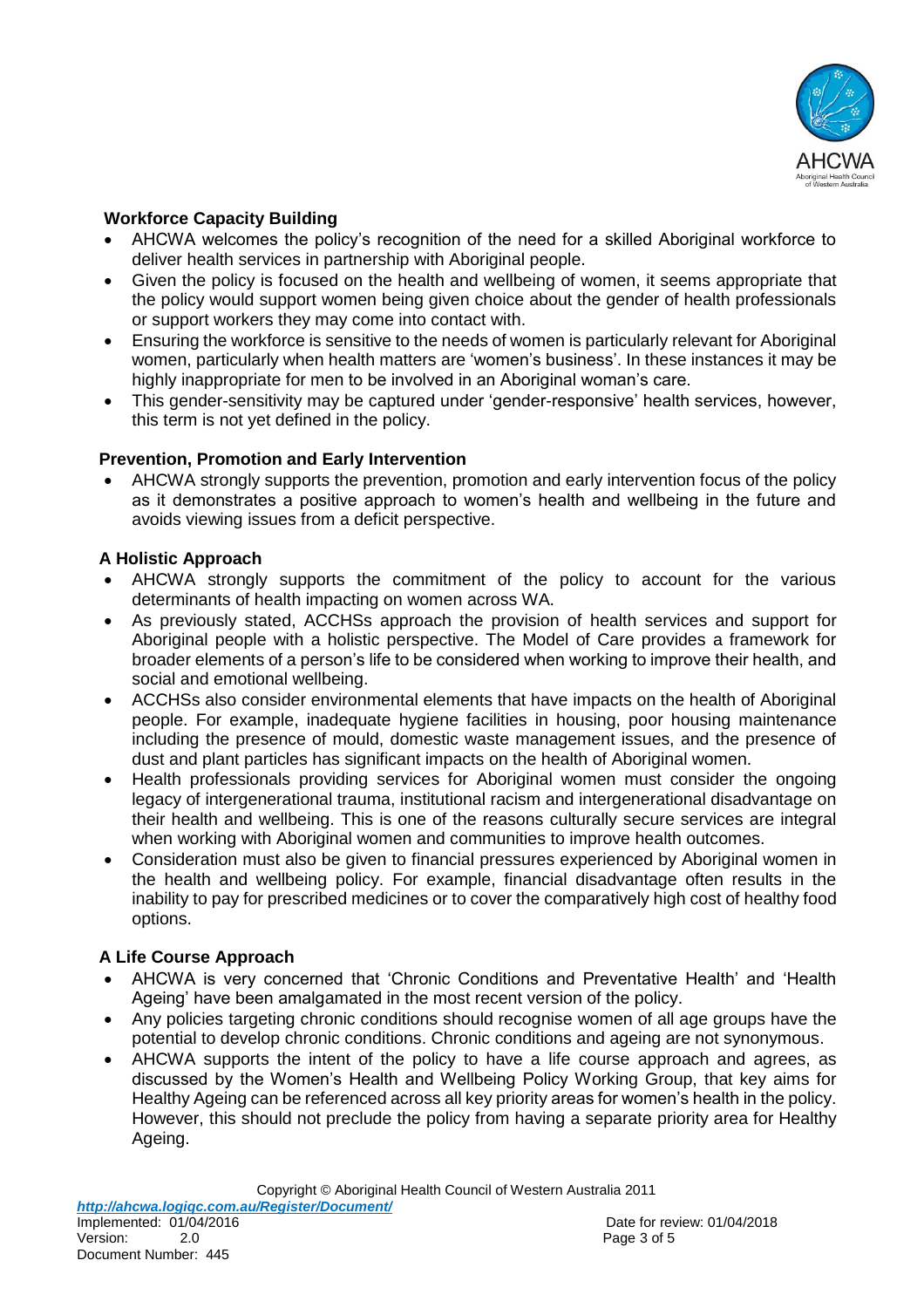### Workforce Capacity Building

- AHCWA welcomes the policy's recognition of the need for a skilled Aboriginal workforce to deliver health services in partnership with Aboriginal people.
- Given the policy is focused on the health and wellbeing of women, it seems appropriate that the policy would support women being given choice about the gender of health professionals or support workers they may come into contact with.
- Ensuring the workforce is sensitive to the needs of women is particularly relevant for Aboriginal women, particularly when health matters are 'women's business'. In these instances it may be highly inappropriate for men to be involved in an Aboriginal woman's care.
- This gender-sensitivity may be captured under 'gender-responsive' health services, however, this term is not yet defined in the policy.

### Prevention, Promotion and Early Intervention

- AHCWA strongly supports the prevention, promotion and early intervention focus of the policy as it demonstrates a positive approach to women's health and wellbeing in the future and avoids viewing issues from a deficit perspective.

### A Holistic Approach

- AHCWA strongly supports the commitment of the policy to account for the various determinants of health impacting on women across WA.
- As previously stated, ACCHSs approach the provision of health services and support for Aboriginal people with a holistic perspective. The Model of Care provides a framework for broader elements of a person's life to be considered when working to improve their health, and social and emotional wellbeing.
- ACCHSs also consider environmental elements that have impacts on the health of Aboriginal people. For example, inadequate hygiene facilities in housing, poor housing maintenance including the presence of mould, domestic waste management issues, and the presence of dust and plant particles has significant impacts on the health of Aboriginal women.
- Health professionals providing services for Aboriginal women must consider the ongoing legacy of intergenerational trauma, institutional racism and intergenerational disadvantage on their health and wellbeing. This is one of the reasons culturally secure services are integral when working with Aboriginal women and communities to improve health outcomes.
- Consideration must also be given to financial pressures experienced by Aboriginal women in the health and wellbeing policy. For example, financial disadvantage often results in the inability to pay for prescribed medicines or to cover the comparatively high cost of healthy food options.

### A Life Course Approach

- AHCWA is very concerned that 'Chronic Conditions and Preventative Health' and 'Health Ageing' have been amalgamated in the most recent version of the policy.
- Any policies targeting chronic conditions should recognise women of all age groups have the potential to develop chronic conditions. Chronic conditions and ageing are not synonymous.
- AHCWA supports the intent of the policy to have a life course approach and agrees, as discussed by the Women's Health and Wellbeing Policy Working Group, that key aims for Healthy Ageing can be referenced across all key priority areas for women's health in the policy. However, this should not preclude the policy from having a separate priority area for Healthy Ageing.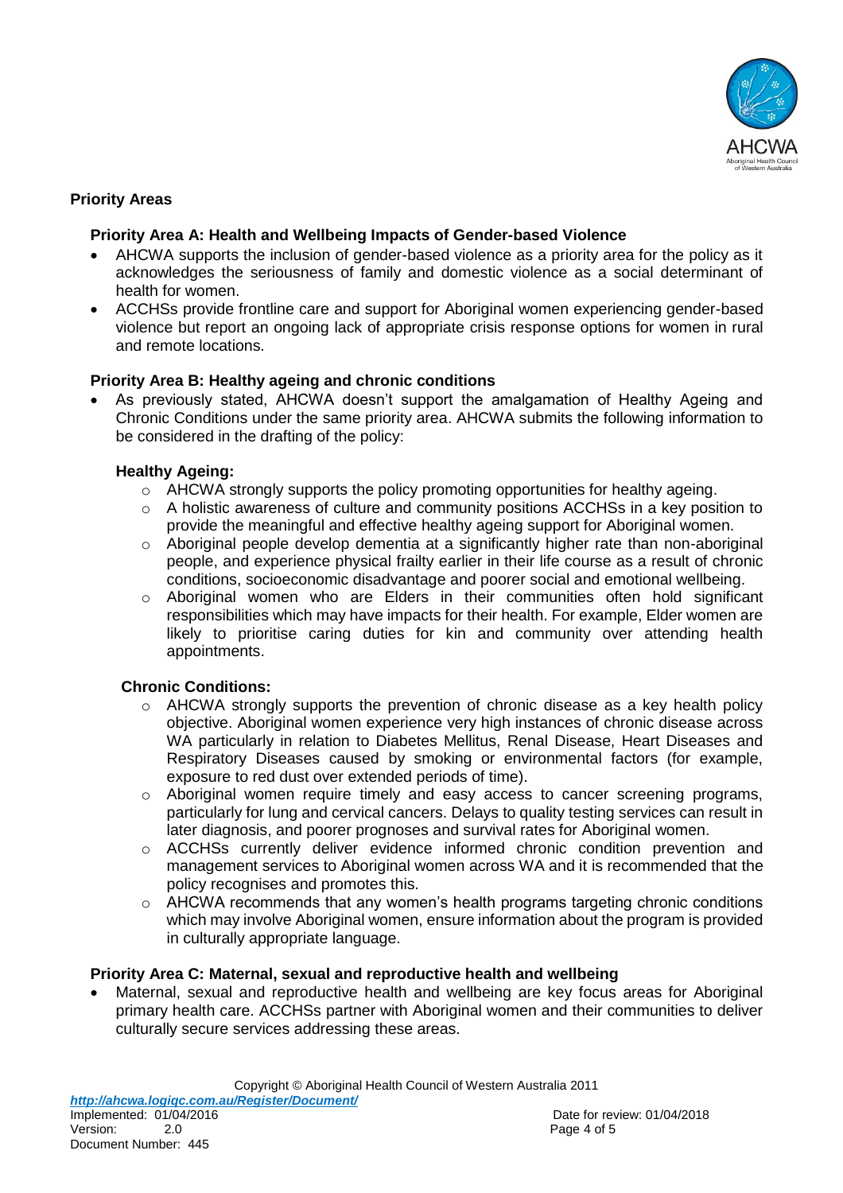## Priority Areas

### Priority Area A: Health and Wellbeing Impacts of Gender-based Violence

- AHCWA supports the inclusion of gender-based violence as a priority area for the policy as it acknowledges the seriousness of family and domestic violence as a social determinant of health for women.
- ACCHSs provide frontline care and support for Aboriginal women experiencing gender-based violence but report an ongoing lack of appropriate crisis response options for women in rural and remote locations.

### Priority Area B: Healthy ageing and chronic conditions

- As previously stated, AHCWA doesn't support the amalgamation of Healthy Ageing and Chronic Conditions under the same priority area. AHCWA submits the following information to be considered in the drafting of the policy:

#### Healthy Ageing:

- AHCWA strongly supports the policy promoting opportunities for healthy ageing.
- A holistic awareness of culture and community positions ACCHSs in a key position to provide the meaningful and effective healthy ageing support for Aboriginal women.
- Aboriginal people develop dementia at a significantly higher rate than non-aboriginal people, and experience physical frailty earlier in their life course as a result of chronic conditions, socioeconomic disadvantage and poorer social and emotional wellbeing.
- Aboriginal women who are Elders in their communities often hold significant responsibilities which may have impacts for their health. For example, Elder women are likely to prioritise caring duties for kin and community over attending health appointments.

#### Chronic Conditions:

- AHCWA strongly supports the prevention of chronic disease as a key health policy objective. Aboriginal women experience very high instances of chronic disease across WA particularly in relation to Diabetes Mellitus, Renal Disease, Heart Diseases and Respiratory Diseases caused by smoking or environmental factors (for example, exposure to red dust over extended periods of time).
- Aboriginal women require timely and easy access to cancer screening programs, particularly for lung and cervical cancers. Delays to quality testing services can result in later diagnosis, and poorer prognoses and survival rates for Aboriginal women.
- ACCHSs currently deliver evidence informed chronic condition prevention and management services to Aboriginal women across WA and it is recommended that the policy recognises and promotes this.
- AHCWA recommends that any women's health programs targeting chronic conditions which may involve Aboriginal women, ensure information about the program is provided in culturally appropriate language.

### Priority Area C: Maternal, sexual and reproductive health and wellbeing

- Maternal, sexual and reproductive health and wellbeing are key focus areas for Aboriginal primary health care. ACCHSs partner with Aboriginal women and their communities to deliver culturally secure services addressing these areas.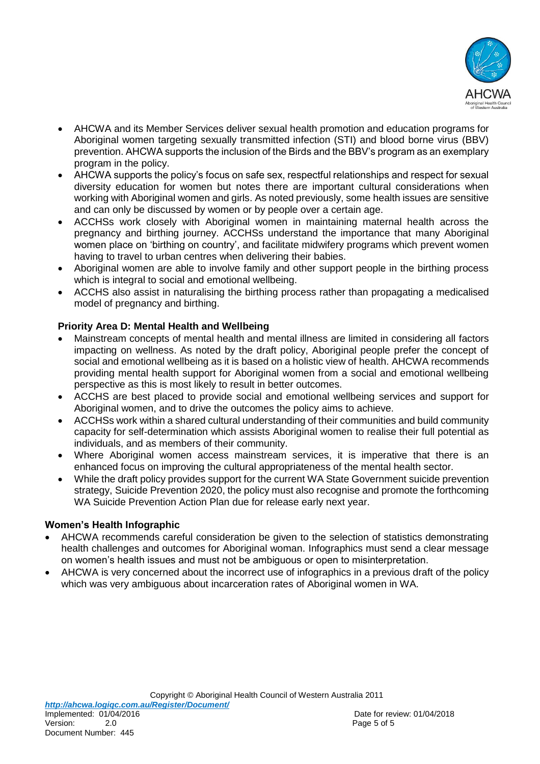- AHCWA and its Member Services deliver sexual health promotion and education programs for Aboriginal women targeting sexually transmitted infection (STI) and blood borne virus (BBV) prevention. AHCWA supports the inclusion of the Birds and the BBV's program as an exemplary program in the policy.
- AHCWA supports the policy's focus on safe sex, respectful relationships and respect for sexual diversity education for women but notes there are important cultural considerations when working with Aboriginal women and girls. As noted previously, some health issues are sensitive and can only be discussed by women or by people over a certain age.
- ACCHSs work closely with Aboriginal women in maintaining maternal health across the pregnancy and birthing journey. ACCHSs understand the importance that many Aboriginal women place on 'birthing on country', and facilitate midwifery programs which prevent women having to travel to urban centres when delivering their babies.
- Aboriginal women are able to involve family and other support people in the birthing process which is integral to social and emotional wellbeing.
- ACCHS also assist in naturalising the birthing process rather than propagating a medicalised model of pregnancy and birthing.

### Priority Area D: Mental Health and Wellbeing

- Mainstream concepts of mental health and mental illness are limited in considering all factors impacting on wellness. As noted by the draft policy, Aboriginal people prefer the concept of social and emotional wellbeing as it is based on a holistic view of health. AHCWA recommends providing mental health support for Aboriginal women from a social and emotional wellbeing perspective as this is most likely to result in better outcomes.
- ACCHS are best placed to provide social and emotional wellbeing services and support for Aboriginal women, and to drive the outcomes the policy aims to achieve.
- ACCHSs work within a shared cultural understanding of their communities and build community capacity for self-determination which assists Aboriginal women to realise their full potential as individuals, and as members of their community.
- Where Aboriginal women access mainstream services, it is imperative that there is an enhanced focus on improving the cultural appropriateness of the mental health sector.
- While the draft policy provides support for the current WA State Government suicide prevention strategy, Suicide Prevention 2020, the policy must also recognise and promote the forthcoming WA Suicide Prevention Action Plan due for release early next year.

### Women's Health Infographic

- AHCWA recommends careful consideration be given to the selection of statistics demonstrating health challenges and outcomes for Aboriginal woman. Infographics must send a clear message on women's health issues and must not be ambiguous or open to misinterpretation.
- AHCWA is very concerned about the incorrect use of infographics in a previous draft of the policy which was very ambiguous about incarceration rates of Aboriginal women in WA.